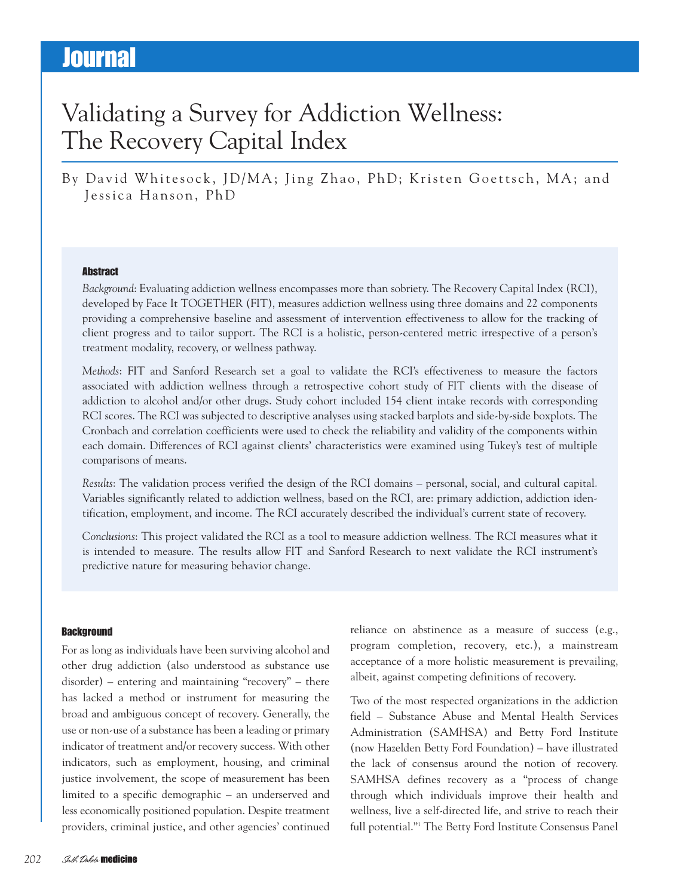# Validating a Survey for Addiction Wellness: The Recovery Capital Index

By David Whitesock, JD/MA; Jing Zhao, PhD; Kristen Goettsch, MA; and Jessica Hanson, PhD

### Abstract

*Background*: Evaluating addiction wellness encompasses more than sobriety. The Recovery Capital Index (RCI), developed by Face It TOGETHER (FIT), measures addiction wellness using three domains and 22 components providing a comprehensive baseline and assessment of intervention effectiveness to allow for the tracking of client progress and to tailor support. The RCI is a holistic, person-centered metric irrespective of a person's treatment modality, recovery, or wellness pathway.

*Methods*: FIT and Sanford Research set a goal to validate the RCI's effectiveness to measure the factors associated with addiction wellness through a retrospective cohort study of FIT clients with the disease of addiction to alcohol and/or other drugs. Study cohort included 154 client intake records with corresponding RCI scores. The RCI was subjected to descriptive analyses using stacked barplots and side-by-side boxplots. The Cronbach and correlation coefficients were used to check the reliability and validity of the components within each domain. Differences of RCI against clients' characteristics were examined using Tukey's test of multiple comparisons of means.

*Results*: The validation process verified the design of the RCI domains – personal, social, and cultural capital. Variables significantly related to addiction wellness, based on the RCI, are: primary addiction, addiction identification, employment, and income. The RCI accurately described the individual's current state of recovery.

*Conclusions*: This project validated the RCI as a tool to measure addiction wellness. The RCI measures what it is intended to measure. The results allow FIT and Sanford Research to next validate the RCI instrument's predictive nature for measuring behavior change.

### Background

For as long as individuals have been surviving alcohol and other drug addiction (also understood as substance use disorder) – entering and maintaining "recovery" – there has lacked a method or instrument for measuring the broad and ambiguous concept of recovery. Generally, the use or non-use of a substance has been a leading or primary indicator of treatment and/or recovery success. With other indicators, such as employment, housing, and criminal justice involvement, the scope of measurement has been limited to a specific demographic – an underserved and less economically positioned population. Despite treatment providers, criminal justice, and other agencies' continued reliance on abstinence as a measure of success (e.g., program completion, recovery, etc.), a mainstream acceptance of a more holistic measurement is prevailing, albeit, against competing definitions of recovery.

Two of the most respected organizations in the addiction field – Substance Abuse and Mental Health Services Administration (SAMHSA) and Betty Ford Institute (now Hazelden Betty Ford Foundation) – have illustrated the lack of consensus around the notion of recovery. SAMHSA defines recovery as a "process of change through which individuals improve their health and wellness, live a self-directed life, and strive to reach their full potential."[1] The Betty Ford Institute Consensus Panel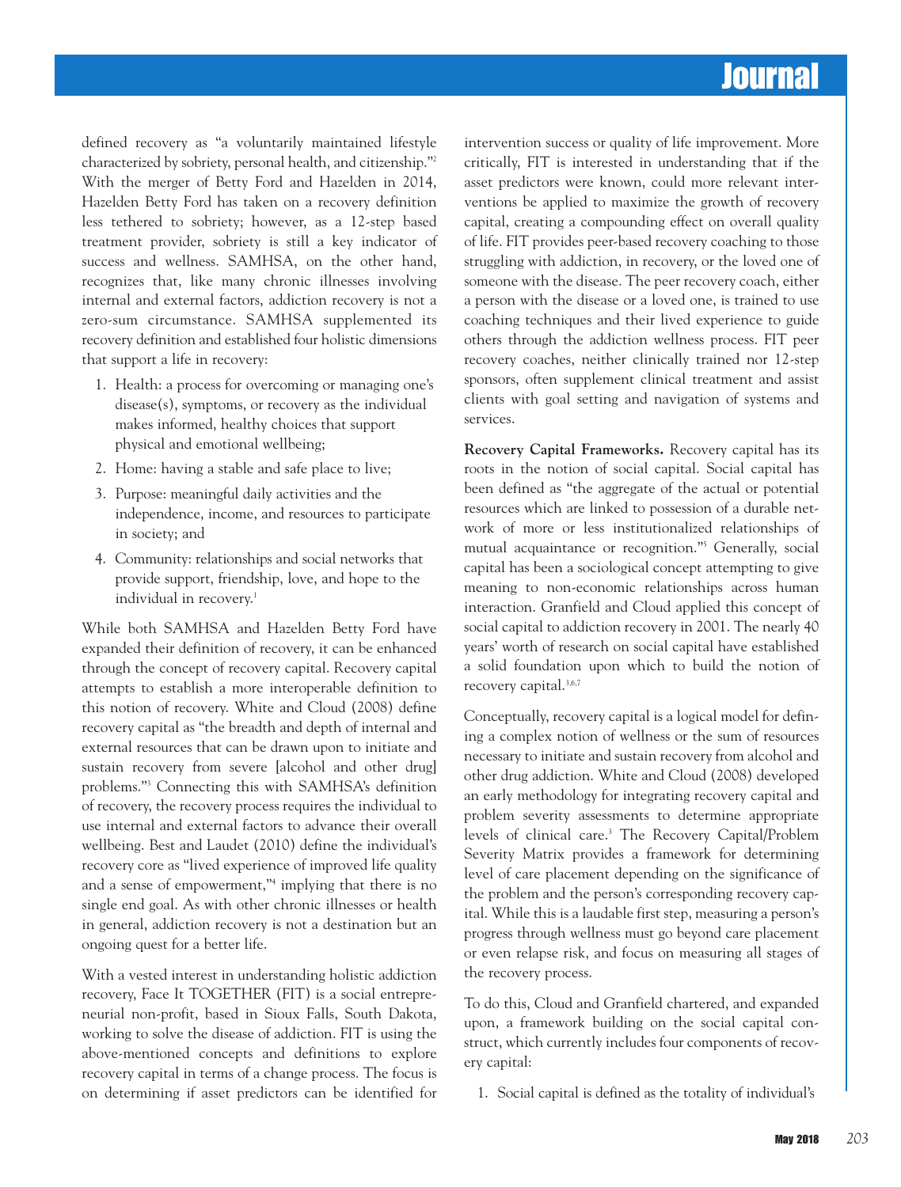defined recovery as "a voluntarily maintained lifestyle characterized by sobriety, personal health, and citizenship."[2] With the merger of Betty Ford and Hazelden in 2014, Hazelden Betty Ford has taken on a recovery definition less tethered to sobriety; however, as a 12-step based treatment provider, sobriety is still a key indicator of success and wellness. SAMHSA, on the other hand, recognizes that, like many chronic illnesses involving internal and external factors, addiction recovery is not a zero-sum circumstance. SAMHSA supplemented its recovery definition and established four holistic dimensions that support a life in recovery:

1. Health: a process for overcoming or managing one's disease(s), symptoms, or recovery as the individual makes informed, healthy choices that support physical and emotional wellbeing;
2. Home: having a stable and safe place to live;
3. Purpose: meaningful daily activities and the independence, income, and resources to participate in society; and
4. Community: relationships and social networks that provide support, friendship, love, and hope to the individual in recovery.[1]

While both SAMHSA and Hazelden Betty Ford have expanded their definition of recovery, it can be enhanced through the concept of recovery capital. Recovery capital attempts to establish a more interoperable definition to this notion of recovery. White and Cloud (2008) define recovery capital as "the breadth and depth of internal and external resources that can be drawn upon to initiate and sustain recovery from severe [alcohol and other drug] problems."[3] Connecting this with SAMHSA's definition of recovery, the recovery process requires the individual to use internal and external factors to advance their overall wellbeing. Best and Laudet (2010) define the individual's recovery core as "lived experience of improved life quality and a sense of empowerment,"[4] implying that there is no single end goal. As with other chronic illnesses or health in general, addiction recovery is not a destination but an ongoing quest for a better life.

With a vested interest in understanding holistic addiction recovery, Face It TOGETHER (FIT) is a social entrepreneurial non-profit, based in Sioux Falls, South Dakota, working to solve the disease of addiction. FIT is using the above-mentioned concepts and definitions to explore recovery capital in terms of a change process. The focus is on determining if asset predictors can be identified for intervention success or quality of life improvement. More critically, FIT is interested in understanding that if the asset predictors were known, could more relevant interventions be applied to maximize the growth of recovery capital, creating a compounding effect on overall quality of life. FIT provides peer-based recovery coaching to those struggling with addiction, in recovery, or the loved one of someone with the disease. The peer recovery coach, either a person with the disease or a loved one, is trained to use coaching techniques and their lived experience to guide others through the addiction wellness process. FIT peer recovery coaches, neither clinically trained nor 12-step sponsors, often supplement clinical treatment and assist clients with goal setting and navigation of systems and services.

**Recovery Capital Frameworks.** Recovery capital has its roots in the notion of social capital. Social capital has been defined as "the aggregate of the actual or potential resources which are linked to possession of a durable network of more or less institutionalized relationships of mutual acquaintance or recognition."[5] Generally, social capital has been a sociological concept attempting to give meaning to non-economic relationships across human interaction. Granfield and Cloud applied this concept of social capital to addiction recovery in 2001. The nearly 40 years' worth of research on social capital have established a solid foundation upon which to build the notion of recovery capital.[3,6,7]

Conceptually, recovery capital is a logical model for defining a complex notion of wellness or the sum of resources necessary to initiate and sustain recovery from alcohol and other drug addiction. White and Cloud (2008) developed an early methodology for integrating recovery capital and problem severity assessments to determine appropriate levels of clinical care.[3] The Recovery Capital/Problem Severity Matrix provides a framework for determining level of care placement depending on the significance of the problem and the person's corresponding recovery capital. While this is a laudable first step, measuring a person's progress through wellness must go beyond care placement or even relapse risk, and focus on measuring all stages of the recovery process.

To do this, Cloud and Granfield chartered, and expanded upon, a framework building on the social capital construct, which currently includes four components of recovery capital:

1. Social capital is defined as the totality of individual's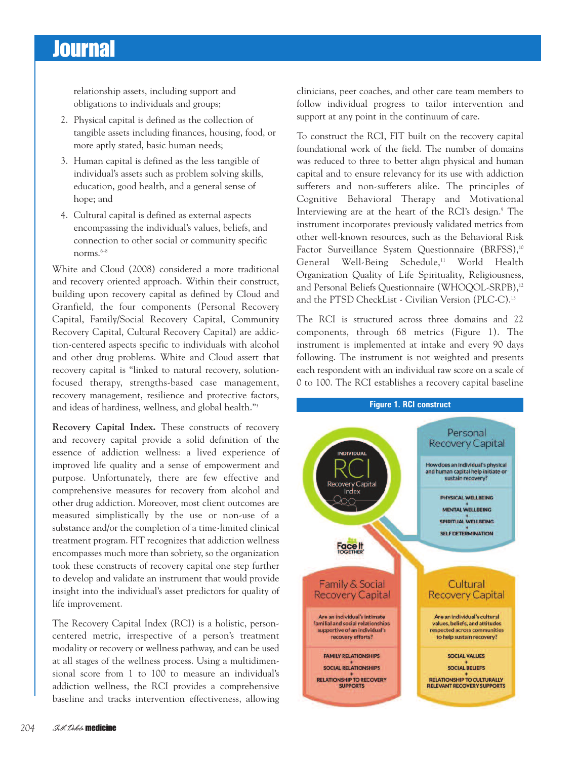relationship assets, including support and obligations to individuals and groups;

2. Physical capital is defined as the collection of tangible assets including finances, housing, food, or more aptly stated, basic human needs;
3. Human capital is defined as the less tangible of individual's assets such as problem solving skills, education, good health, and a general sense of hope; and
4. Cultural capital is defined as external aspects encompassing the individual's values, beliefs, and connection to other social or community specific norms.[6-8]

White and Cloud (2008) considered a more traditional and recovery oriented approach. Within their construct, building upon recovery capital as defined by Cloud and Granfield, the four components (Personal Recovery Capital, Family/Social Recovery Capital, Community Recovery Capital, Cultural Recovery Capital) are addiction-centered aspects specific to individuals with alcohol and other drug problems. White and Cloud assert that recovery capital is "linked to natural recovery, solution-focused therapy, strengths-based case management, recovery management, resilience and protective factors, and ideas of hardiness, wellness, and global health."[3]

**Recovery Capital Index.** These constructs of recovery and recovery capital provide a solid definition of the essence of addiction wellness: a lived experience of improved life quality and a sense of empowerment and purpose. Unfortunately, there are few effective and comprehensive measures for recovery from alcohol and other drug addiction. Moreover, most client outcomes are measured simplistically by the use or non-use of a substance and/or the completion of a time-limited clinical treatment program. FIT recognizes that addiction wellness encompasses much more than sobriety, so the organization took these constructs of recovery capital one step further to develop and validate an instrument that would provide insight into the individual's asset predictors for quality of life improvement.

The Recovery Capital Index (RCI) is a holistic, person-centered metric, irrespective of a person's treatment modality or recovery or wellness pathway, and can be used at all stages of the wellness process. Using a multidimensional score from 1 to 100 to measure an individual's addiction wellness, the RCI provides a comprehensive baseline and tracks intervention effectiveness, allowing clinicians, peer coaches, and other care team members to follow individual progress to tailor intervention and support at any point in the continuum of care.

To construct the RCI, FIT built on the recovery capital foundational work of the field. The number of domains was reduced to three to better align physical and human capital and to ensure relevancy for its use with addiction sufferers and non-sufferers alike. The principles of Cognitive Behavioral Therapy and Motivational Interviewing are at the heart of the RCI's design.[9] The instrument incorporates previously validated metrics from other well-known resources, such as the Behavioral Risk Factor Surveillance System Questionnaire (BRFSS),[10] General Well-Being Schedule,[11] World Health Organization Quality of Life Spirituality, Religiousness, and Personal Beliefs Questionnaire (WHOQOL-SRPB),[12] and the PTSD CheckList - Civilian Version (PLC-C).[13]

The RCI is structured across three domains and 22 components, through 68 metrics (Figure 1). The instrument is implemented at intake and every 90 days following. The instrument is not weighted and presents each respondent with an individual raw score on a scale of 0 to 100. The RCI establishes a recovery capital baseline

**Figure 1. RCI construct**

INDIVIDUAL RCI Recovery Capital Index

Face It TOGETHER

**Personal Recovery Capital**
How does an individual's physical and human capital help initiate or sustain recovery?
PHYSICAL WELLBEING + MENTAL WELLBEING + SPIRITUAL WELLBEING + SELF DETERMINATION

**Family & Social Recovery Capital**
Are an individual's intimate familial and social relationships supportive of an individual's recovery efforts?
FAMILY RELATIONSHIPS + SOCIAL RELATIONSHIPS + RELATIONSHIP TO RECOVERY SUPPORTS

**Cultural Recovery Capital**
Are an individual's cultural values, beliefs, and attitudes respected across communities to help sustain recovery?
SOCIAL VALUES + SOCIAL BELIEFS + RELATIONSHIP TO CULTURALLY RELEVANT RECOVERY SUPPORTS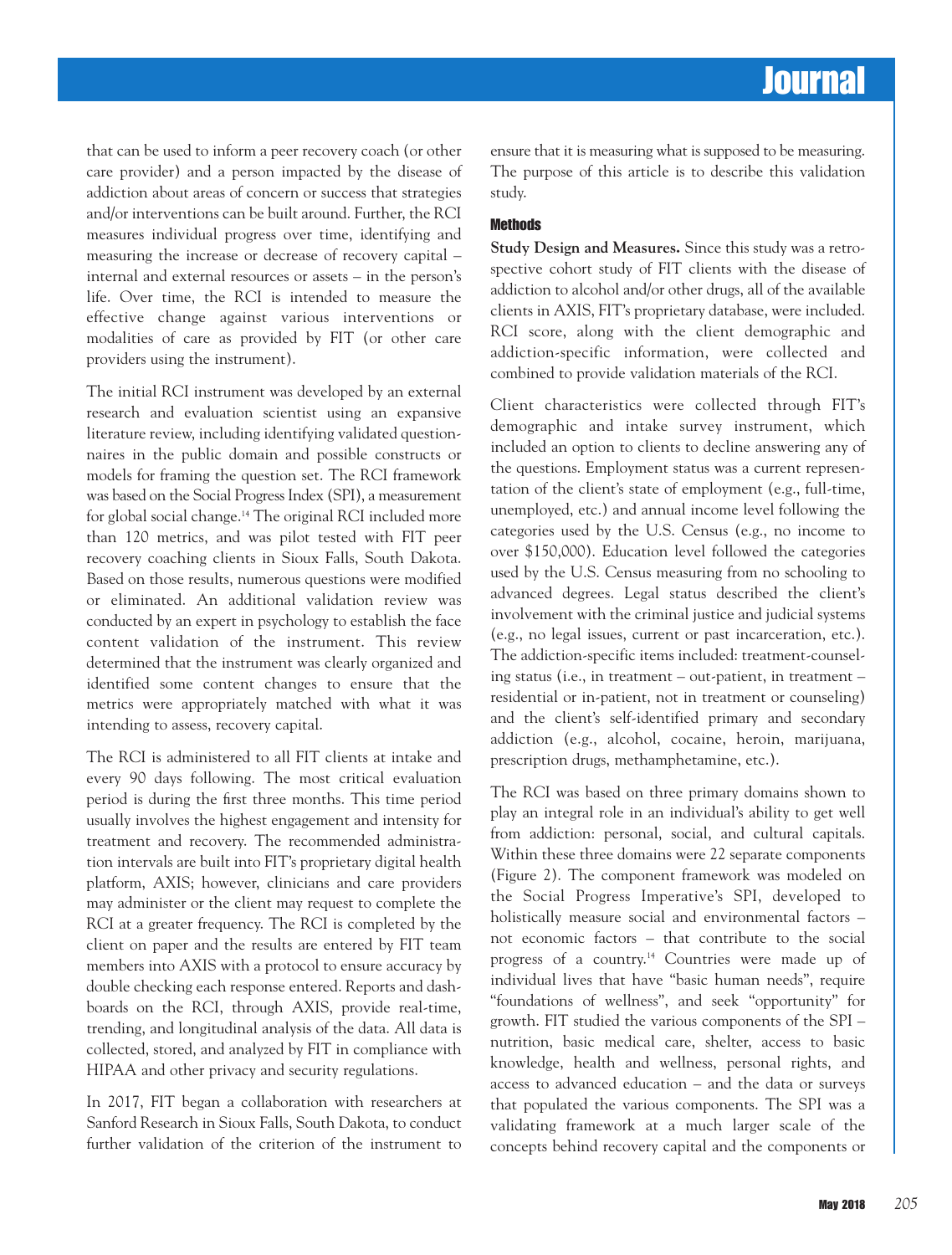that can be used to inform a peer recovery coach (or other care provider) and a person impacted by the disease of addiction about areas of concern or success that strategies and/or interventions can be built around. Further, the RCI measures individual progress over time, identifying and measuring the increase or decrease of recovery capital – internal and external resources or assets – in the person's life. Over time, the RCI is intended to measure the effective change against various interventions or modalities of care as provided by FIT (or other care providers using the instrument).

The initial RCI instrument was developed by an external research and evaluation scientist using an expansive literature review, including identifying validated questionnaires in the public domain and possible constructs or models for framing the question set. The RCI framework was based on the Social Progress Index (SPI), a measurement for global social change.[14] The original RCI included more than 120 metrics, and was pilot tested with FIT peer recovery coaching clients in Sioux Falls, South Dakota. Based on those results, numerous questions were modified or eliminated. An additional validation review was conducted by an expert in psychology to establish the face content validation of the instrument. This review determined that the instrument was clearly organized and identified some content changes to ensure that the metrics were appropriately matched with what it was intending to assess, recovery capital.

The RCI is administered to all FIT clients at intake and every 90 days following. The most critical evaluation period is during the first three months. This time period usually involves the highest engagement and intensity for treatment and recovery. The recommended administration intervals are built into FIT's proprietary digital health platform, AXIS; however, clinicians and care providers may administer or the client may request to complete the RCI at a greater frequency. The RCI is completed by the client on paper and the results are entered by FIT team members into AXIS with a protocol to ensure accuracy by double checking each response entered. Reports and dashboards on the RCI, through AXIS, provide real-time, trending, and longitudinal analysis of the data. All data is collected, stored, and analyzed by FIT in compliance with HIPAA and other privacy and security regulations.

In 2017, FIT began a collaboration with researchers at Sanford Research in Sioux Falls, South Dakota, to conduct further validation of the criterion of the instrument to ensure that it is measuring what is supposed to be measuring. The purpose of this article is to describe this validation study.

## Methods

**Study Design and Measures.** Since this study was a retrospective cohort study of FIT clients with the disease of addiction to alcohol and/or other drugs, all of the available clients in AXIS, FIT's proprietary database, were included. RCI score, along with the client demographic and addiction-specific information, were collected and combined to provide validation materials of the RCI.

Client characteristics were collected through FIT's demographic and intake survey instrument, which included an option to clients to decline answering any of the questions. Employment status was a current representation of the client's state of employment (e.g., full-time, unemployed, etc.) and annual income level following the categories used by the U.S. Census (e.g., no income to over $150,000). Education level followed the categories used by the U.S. Census measuring from no schooling to advanced degrees. Legal status described the client's involvement with the criminal justice and judicial systems (e.g., no legal issues, current or past incarceration, etc.). The addiction-specific items included: treatment-counseling status (i.e., in treatment – out-patient, in treatment – residential or in-patient, not in treatment or counseling) and the client's self-identified primary and secondary addiction (e.g., alcohol, cocaine, heroin, marijuana, prescription drugs, methamphetamine, etc.).

The RCI was based on three primary domains shown to play an integral role in an individual's ability to get well from addiction: personal, social, and cultural capitals. Within these three domains were 22 separate components (Figure 2). The component framework was modeled on the Social Progress Imperative's SPI, developed to holistically measure social and environmental factors – not economic factors – that contribute to the social progress of a country.[14] Countries were made up of individual lives that have "basic human needs", require "foundations of wellness", and seek "opportunity" for growth. FIT studied the various components of the SPI – nutrition, basic medical care, shelter, access to basic knowledge, health and wellness, personal rights, and access to advanced education – and the data or surveys that populated the various components. The SPI was a validating framework at a much larger scale of the concepts behind recovery capital and the components or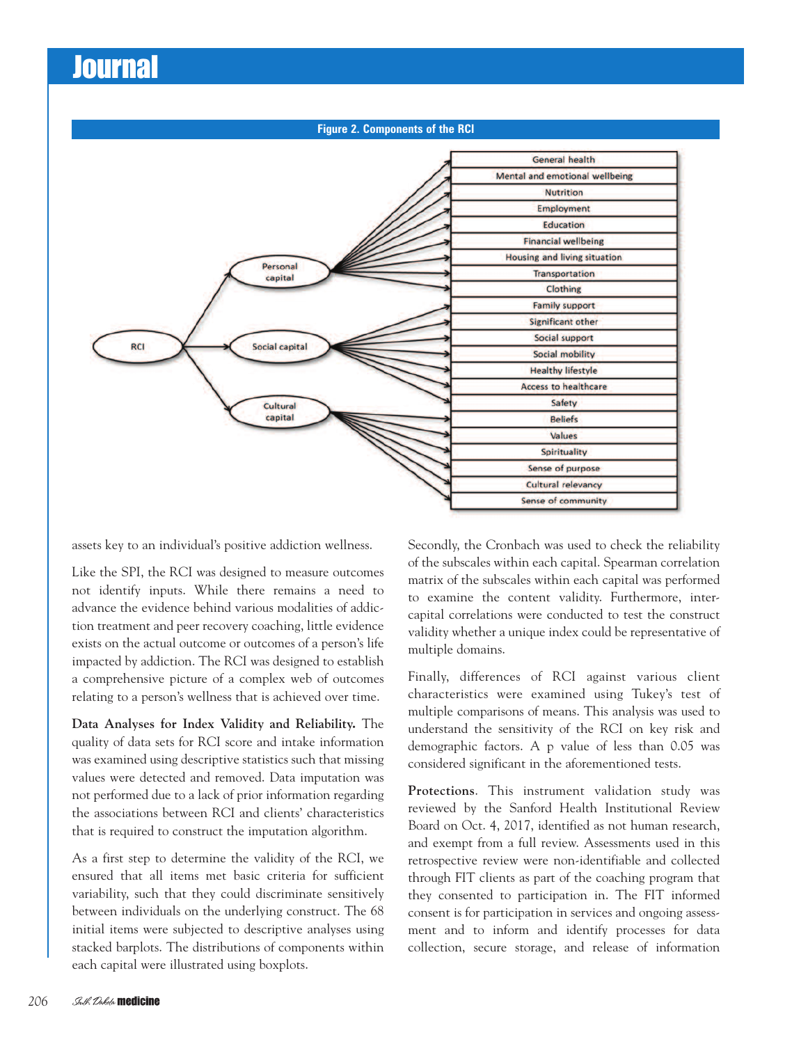**Figure 2. Components of the RCI**

RCI → Personal capital, Social capital, Cultural capital

General health; Mental and emotional wellbeing; Nutrition; Employment; Education; Financial wellbeing; Housing and living situation; Transportation; Clothing; Family support; Significant other; Social support; Social mobility; Healthy lifestyle; Access to healthcare; Safety; Beliefs; Values; Spirituality; Sense of purpose; Cultural relevancy; Sense of community

assets key to an individual's positive addiction wellness.

Like the SPI, the RCI was designed to measure outcomes not identify inputs. While there remains a need to advance the evidence behind various modalities of addiction treatment and peer recovery coaching, little evidence exists on the actual outcome or outcomes of a person's life impacted by addiction. The RCI was designed to establish a comprehensive picture of a complex web of outcomes relating to a person's wellness that is achieved over time.

**Data Analyses for Index Validity and Reliability.** The quality of data sets for RCI score and intake information was examined using descriptive statistics such that missing values were detected and removed. Data imputation was not performed due to a lack of prior information regarding the associations between RCI and clients' characteristics that is required to construct the imputation algorithm.

As a first step to determine the validity of the RCI, we ensured that all items met basic criteria for sufficient variability, such that they could discriminate sensitively between individuals on the underlying construct. The 68 initial items were subjected to descriptive analyses using stacked barplots. The distributions of components within each capital were illustrated using boxplots.

Secondly, the Cronbach was used to check the reliability of the subscales within each capital. Spearman correlation matrix of the subscales within each capital was performed to examine the content validity. Furthermore, inter-capital correlations were conducted to test the construct validity whether a unique index could be representative of multiple domains.

Finally, differences of RCI against various client characteristics were examined using Tukey's test of multiple comparisons of means. This analysis was used to understand the sensitivity of the RCI on key risk and demographic factors. A p value of less than 0.05 was considered significant in the aforementioned tests.

**Protections**. This instrument validation study was reviewed by the Sanford Health Institutional Review Board on Oct. 4, 2017, identified as not human research, and exempt from a full review. Assessments used in this retrospective review were non-identifiable and collected through FIT clients as part of the coaching program that they consented to participation in. The FIT informed consent is for participation in services and ongoing assessment and to inform and identify processes for data collection, secure storage, and release of information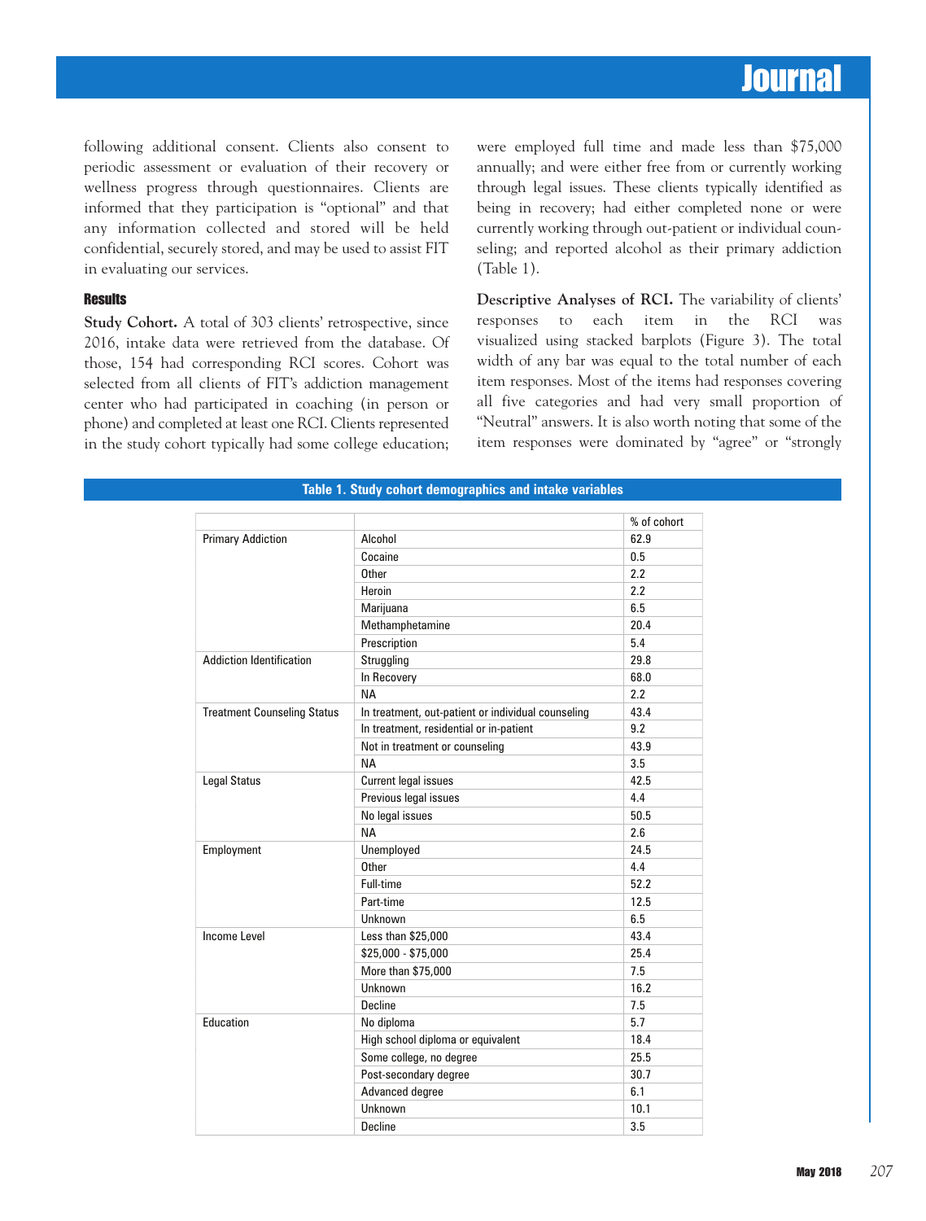following additional consent. Clients also consent to periodic assessment or evaluation of their recovery or wellness progress through questionnaires. Clients are informed that they participation is "optional" and that any information collected and stored will be held confidential, securely stored, and may be used to assist FIT in evaluating our services.

### Results

**Study Cohort.** A total of 303 clients' retrospective, since 2016, intake data were retrieved from the database. Of those, 154 had corresponding RCI scores. Cohort was selected from all clients of FIT's addiction management center who had participated in coaching (in person or phone) and completed at least one RCI. Clients represented in the study cohort typically had some college education; were employed full time and made less than $75,000 annually; and were either free from or currently working through legal issues. These clients typically identified as being in recovery; had either completed none or were currently working through out-patient or individual counseling; and reported alcohol as their primary addiction (Table 1).

**Descriptive Analyses of RCI.** The variability of clients' responses to each item in the RCI was visualized using stacked barplots (Figure 3). The total width of any bar was equal to the total number of each item responses. Most of the items had responses covering all five categories and had very small proportion of "Neutral" answers. It is also worth noting that some of the item responses were dominated by "agree" or "strongly

**Table 1. Study cohort demographics and intake variables**

| | | % of cohort |
|---|---|---|
| Primary Addiction | Alcohol | 62.9 |
| | Cocaine | 0.5 |
| | Other | 2.2 |
| | Heroin | 2.2 |
| | Marijuana | 6.5 |
| | Methamphetamine | 20.4 |
| | Prescription | 5.4 |
| Addiction Identification | Struggling | 29.8 |
| | In Recovery | 68.0 |
| | NA | 2.2 |
| Treatment Counseling Status | In treatment, out-patient or individual counseling | 43.4 |
| | In treatment, residential or in-patient | 9.2 |
| | Not in treatment or counseling | 43.9 |
| | NA | 3.5 |
| Legal Status | Current legal issues | 42.5 |
| | Previous legal issues | 4.4 |
| | No legal issues | 50.5 |
| | NA | 2.6 |
| Employment | Unemployed | 24.5 |
| | Other | 4.4 |
| | Full-time | 52.2 |
| | Part-time | 12.5 |
| | Unknown | 6.5 |
| Income Level | Less than $25,000 | 43.4 |
| | $25,000 - $75,000 | 25.4 |
| | More than $75,000 | 7.5 |
| | Unknown | 16.2 |
| | Decline | 7.5 |
| Education | No diploma | 5.7 |
| | High school diploma or equivalent | 18.4 |
| | Some college, no degree | 25.5 |
| | Post-secondary degree | 30.7 |
| | Advanced degree | 6.1 |
| | Unknown | 10.1 |
| | Decline | 3.5 |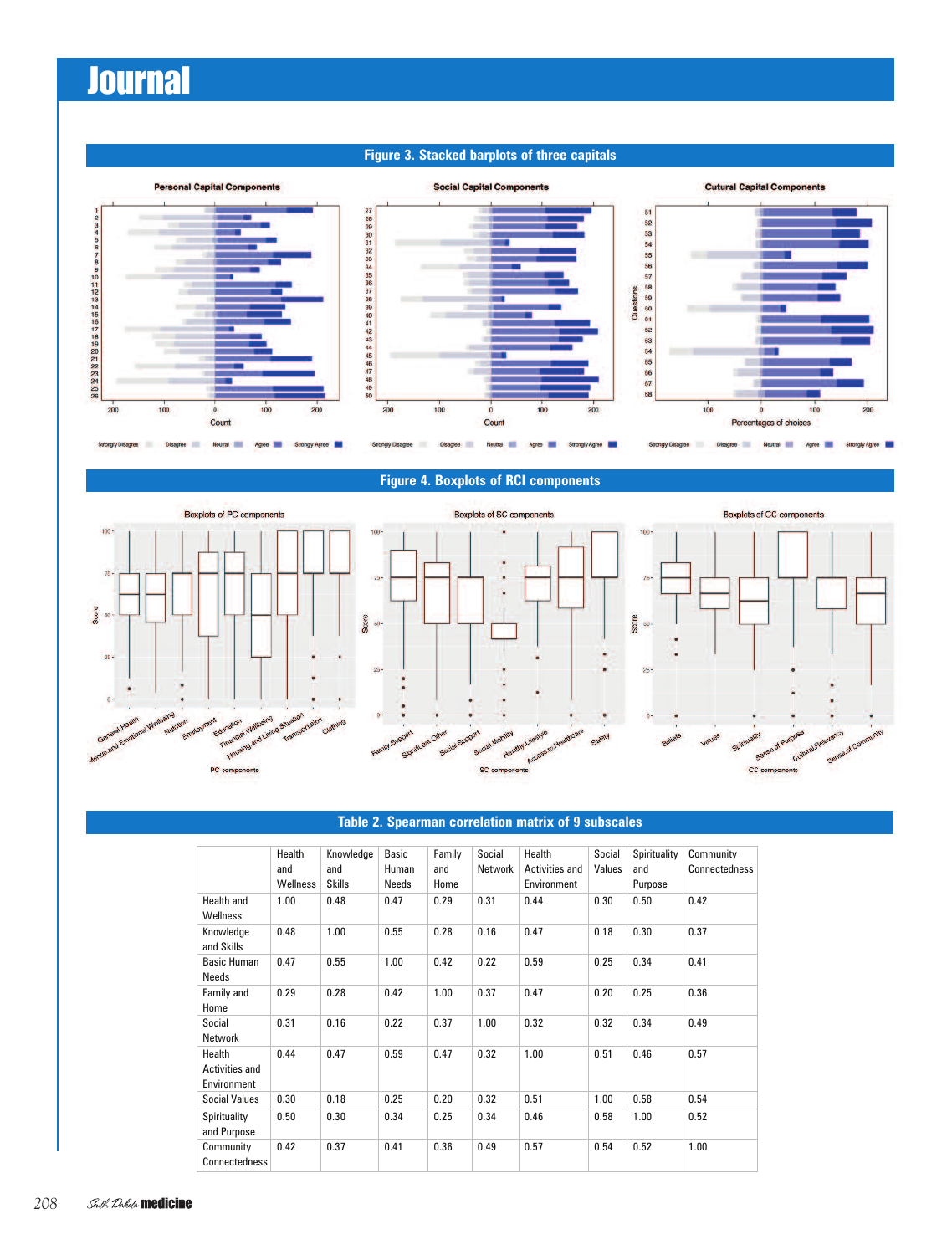## Figure 3. Stacked barplots of three capitals

## Figure 4. Boxplots of RCI components

## Table 2. Spearman correlation matrix of 9 subscales

| | Health and Wellness | Knowledge and Skills | Basic Human Needs | Family and Home | Social Network | Health Activities and Environment | Social Values | Spirituality and Purpose | Community Connectedness |
|---|---|---|---|---|---|---|---|---|---|
| Health and Wellness | 1.00 | 0.48 | 0.47 | 0.29 | 0.31 | 0.44 | 0.30 | 0.50 | 0.42 |
| Knowledge and Skills | 0.48 | 1.00 | 0.55 | 0.28 | 0.16 | 0.47 | 0.18 | 0.30 | 0.37 |
| Basic Human Needs | 0.47 | 0.55 | 1.00 | 0.42 | 0.22 | 0.59 | 0.25 | 0.34 | 0.41 |
| Family and Home | 0.29 | 0.28 | 0.42 | 1.00 | 0.37 | 0.47 | 0.20 | 0.25 | 0.36 |
| Social Network | 0.31 | 0.16 | 0.22 | 0.37 | 1.00 | 0.32 | 0.32 | 0.34 | 0.49 |
| Health Activities and Environment | 0.44 | 0.47 | 0.59 | 0.47 | 0.32 | 1.00 | 0.51 | 0.46 | 0.57 |
| Social Values | 0.30 | 0.18 | 0.25 | 0.20 | 0.32 | 0.51 | 1.00 | 0.58 | 0.54 |
| Spirituality and Purpose | 0.50 | 0.30 | 0.34 | 0.25 | 0.34 | 0.46 | 0.58 | 1.00 | 0.52 |
| Community Connectedness | 0.42 | 0.37 | 0.41 | 0.36 | 0.49 | 0.57 | 0.54 | 0.52 | 1.00 |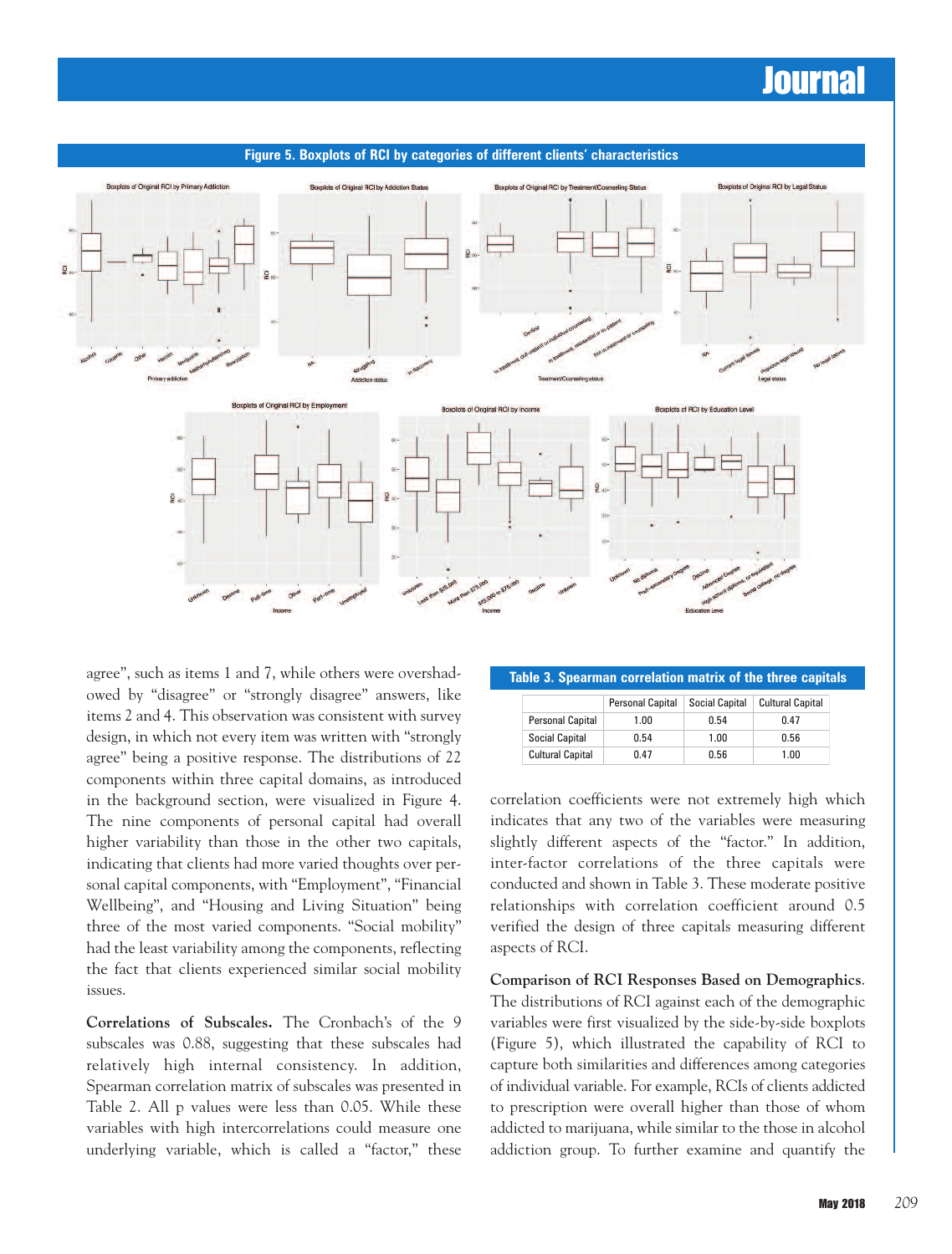**Figure 5. Boxplots of RCI by categories of different clients' characteristics**

agree", such as items 1 and 7, while others were overshadowed by "disagree" or "strongly disagree" answers, like items 2 and 4. This observation was consistent with survey design, in which not every item was written with "strongly agree" being a positive response. The distributions of 22 components within three capital domains, as introduced in the background section, were visualized in Figure 4. The nine components of personal capital had overall higher variability than those in the other two capitals, indicating that clients had more varied thoughts over personal capital components, with "Employment", "Financial Wellbeing", and "Housing and Living Situation" being three of the most varied components. "Social mobility" had the least variability among the components, reflecting the fact that clients experienced similar social mobility issues.

**Correlations of Subscales.** The Cronbach's of the 9 subscales was 0.88, suggesting that these subscales had relatively high internal consistency. In addition, Spearman correlation matrix of subscales was presented in Table 2. All p values were less than 0.05. While these variables with high intercorrelations could measure one underlying variable, which is called a "factor," these correlation coefficients were not extremely high which indicates that any two of the variables were measuring slightly different aspects of the "factor." In addition, inter-factor correlations of the three capitals were conducted and shown in Table 3. These moderate positive relationships with correlation coefficient around 0.5 verified the design of three capitals measuring different aspects of RCI.

**Table 3. Spearman correlation matrix of the three capitals**

| | Personal Capital | Social Capital | Cultural Capital |
|---|---|---|---|
| Personal Capital | 1.00 | 0.54 | 0.47 |
| Social Capital | 0.54 | 1.00 | 0.56 |
| Cultural Capital | 0.47 | 0.56 | 1.00 |

**Comparison of RCI Responses Based on Demographics.** The distributions of RCI against each of the demographic variables were first visualized by the side-by-side boxplots (Figure 5), which illustrated the capability of RCI to capture both similarities and differences among categories of individual variable. For example, RCIs of clients addicted to prescription were overall higher than those of whom addicted to marijuana, while similar to the those in alcohol addiction group. To further examine and quantify the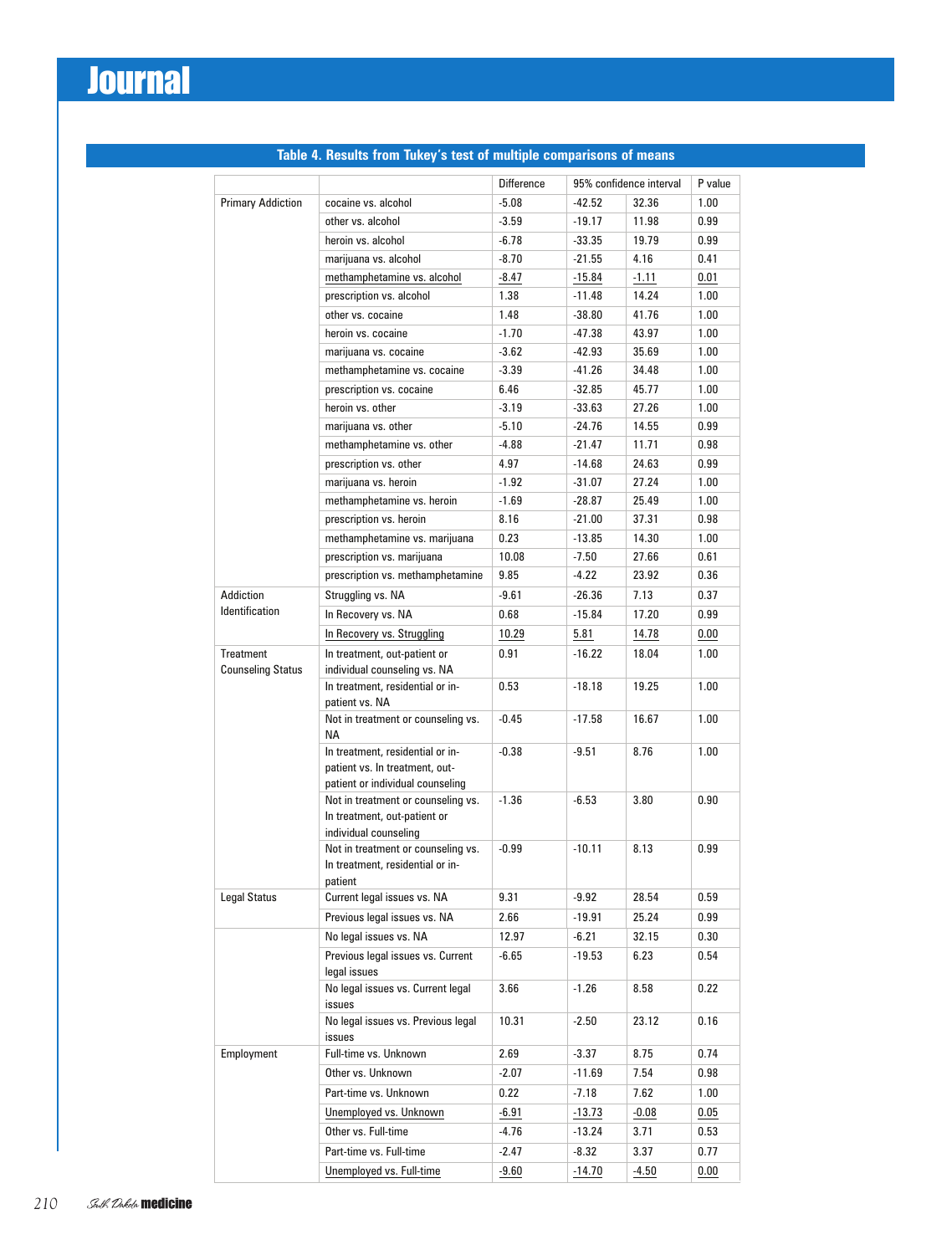**Table 4. Results from Tukey's test of multiple comparisons of means**

| | | Difference | 95% confidence interval | | P value |
|---|---|---|---|---|---|
| Primary Addiction | cocaine vs. alcohol | -5.08 | -42.52 | 32.36 | 1.00 |
| | other vs. alcohol | -3.59 | -19.17 | 11.98 | 0.99 |
| | heroin vs. alcohol | -6.78 | -33.35 | 19.79 | 0.99 |
| | marijuana vs. alcohol | -8.70 | -21.55 | 4.16 | 0.41 |
| | methamphetamine vs. alcohol | -8.47 | -15.84 | -1.11 | 0.01 |
| | prescription vs. alcohol | 1.38 | -11.48 | 14.24 | 1.00 |
| | other vs. cocaine | 1.48 | -38.80 | 41.76 | 1.00 |
| | heroin vs. cocaine | -1.70 | -47.38 | 43.97 | 1.00 |
| | marijuana vs. cocaine | -3.62 | -42.93 | 35.69 | 1.00 |
| | methamphetamine vs. cocaine | -3.39 | -41.26 | 34.48 | 1.00 |
| | prescription vs. cocaine | 6.46 | -32.85 | 45.77 | 1.00 |
| | heroin vs. other | -3.19 | -33.63 | 27.26 | 1.00 |
| | marijuana vs. other | -5.10 | -24.76 | 14.55 | 0.99 |
| | methamphetamine vs. other | -4.88 | -21.47 | 11.71 | 0.98 |
| | prescription vs. other | 4.97 | -14.68 | 24.63 | 0.99 |
| | marijuana vs. heroin | -1.92 | -31.07 | 27.24 | 1.00 |
| | methamphetamine vs. heroin | -1.69 | -28.87 | 25.49 | 1.00 |
| | prescription vs. heroin | 8.16 | -21.00 | 37.31 | 0.98 |
| | methamphetamine vs. marijuana | 0.23 | -13.85 | 14.30 | 1.00 |
| | prescription vs. marijuana | 10.08 | -7.50 | 27.66 | 0.61 |
| | prescription vs. methamphetamine | 9.85 | -4.22 | 23.92 | 0.36 |
| Addiction Identification | Struggling vs. NA | -9.61 | -26.36 | 7.13 | 0.37 |
| | In Recovery vs. NA | 0.68 | -15.84 | 17.20 | 0.99 |
| | In Recovery vs. Struggling | 10.29 | 5.81 | 14.78 | 0.00 |
| Treatment Counseling Status | In treatment, out-patient or individual counseling vs. NA | 0.91 | -16.22 | 18.04 | 1.00 |
| | In treatment, residential or in-patient vs. NA | 0.53 | -18.18 | 19.25 | 1.00 |
| | Not in treatment or counseling vs. NA | -0.45 | -17.58 | 16.67 | 1.00 |
| | In treatment, residential or in-patient vs. In treatment, out-patient or individual counseling | -0.38 | -9.51 | 8.76 | 1.00 |
| | Not in treatment or counseling vs. In treatment, out-patient or individual counseling | -1.36 | -6.53 | 3.80 | 0.90 |
| | Not in treatment or counseling vs. In treatment, residential or in-patient | -0.99 | -10.11 | 8.13 | 0.99 |
| Legal Status | Current legal issues vs. NA | 9.31 | -9.92 | 28.54 | 0.59 |
| | Previous legal issues vs. NA | 2.66 | -19.91 | 25.24 | 0.99 |
| | No legal issues vs. NA | 12.97 | -6.21 | 32.15 | 0.30 |
| | Previous legal issues vs. Current legal issues | -6.65 | -19.53 | 6.23 | 0.54 |
| | No legal issues vs. Current legal issues | 3.66 | -1.26 | 8.58 | 0.22 |
| | No legal issues vs. Previous legal issues | 10.31 | -2.50 | 23.12 | 0.16 |
| Employment | Full-time vs. Unknown | 2.69 | -3.37 | 8.75 | 0.74 |
| | Other vs. Unknown | -2.07 | -11.69 | 7.54 | 0.98 |
| | Part-time vs. Unknown | 0.22 | -7.18 | 7.62 | 1.00 |
| | Unemployed vs. Unknown | -6.91 | -13.73 | -0.08 | 0.05 |
| | Other vs. Full-time | -4.76 | -13.24 | 3.71 | 0.53 |
| | Part-time vs. Full-time | -2.47 | -8.32 | 3.37 | 0.77 |
| | Unemployed vs. Full-time | -9.60 | -14.70 | -4.50 | 0.00 |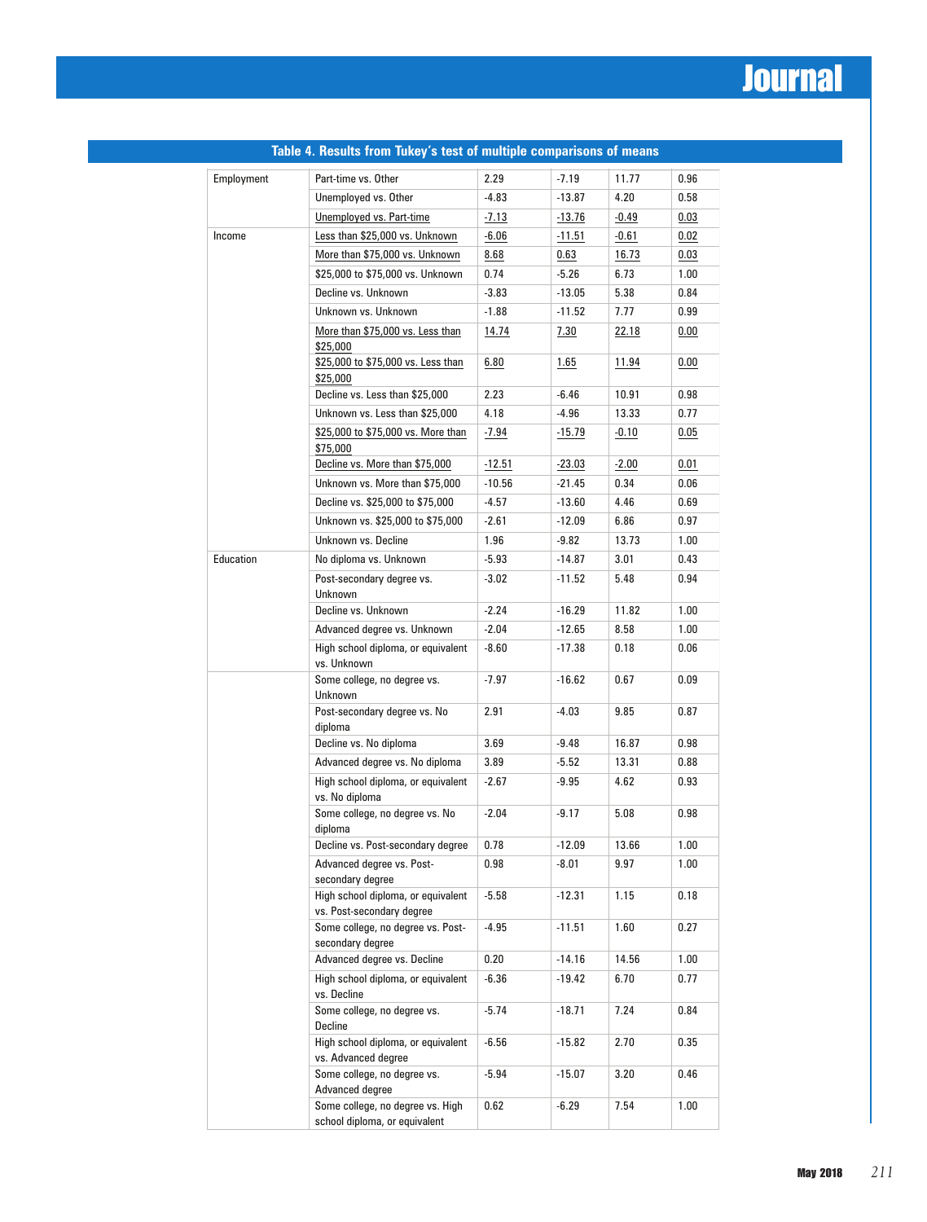**Table 4. Results from Tukey's test of multiple comparisons of means**

| | | | | | |
|---|---|---|---|---|---|
| Employment | Part-time vs. Other | 2.29 | -7.19 | 11.77 | 0.96 |
| | Unemployed vs. Other | -4.83 | -13.87 | 4.20 | 0.58 |
| | Unemployed vs. Part-time | -7.13 | -13.76 | -0.49 | 0.03 |
| Income | Less than $25,000 vs. Unknown | -6.06 | -11.51 | -0.61 | 0.02 |
| | More than $75,000 vs. Unknown | 8.68 | 0.63 | 16.73 | 0.03 |
| | $25,000 to $75,000 vs. Unknown | 0.74 | -5.26 | 6.73 | 1.00 |
| | Decline vs. Unknown | -3.83 | -13.05 | 5.38 | 0.84 |
| | Unknown vs. Unknown | -1.88 | -11.52 | 7.77 | 0.99 |
| | More than $75,000 vs. Less than $25,000 | 14.74 | 7.30 | 22.18 | 0.00 |
| | $25,000 to $75,000 vs. Less than $25,000 | 6.80 | 1.65 | 11.94 | 0.00 |
| | Decline vs. Less than $25,000 | 2.23 | -6.46 | 10.91 | 0.98 |
| | Unknown vs. Less than $25,000 | 4.18 | -4.96 | 13.33 | 0.77 |
| | $25,000 to $75,000 vs. More than $75,000 | -7.94 | -15.79 | -0.10 | 0.05 |
| | Decline vs. More than $75,000 | -12.51 | -23.03 | -2.00 | 0.01 |
| | Unknown vs. More than $75,000 | -10.56 | -21.45 | 0.34 | 0.06 |
| | Decline vs. $25,000 to $75,000 | -4.57 | -13.60 | 4.46 | 0.69 |
| | Unknown vs. $25,000 to $75,000 | -2.61 | -12.09 | 6.86 | 0.97 |
| | Unknown vs. Decline | 1.96 | -9.82 | 13.73 | 1.00 |
| Education | No diploma vs. Unknown | -5.93 | -14.87 | 3.01 | 0.43 |
| | Post-secondary degree vs. Unknown | -3.02 | -11.52 | 5.48 | 0.94 |
| | Decline vs. Unknown | -2.24 | -16.29 | 11.82 | 1.00 |
| | Advanced degree vs. Unknown | -2.04 | -12.65 | 8.58 | 1.00 |
| | High school diploma, or equivalent vs. Unknown | -8.60 | -17.38 | 0.18 | 0.06 |
| | Some college, no degree vs. Unknown | -7.97 | -16.62 | 0.67 | 0.09 |
| | Post-secondary degree vs. No diploma | 2.91 | -4.03 | 9.85 | 0.87 |
| | Decline vs. No diploma | 3.69 | -9.48 | 16.87 | 0.98 |
| | Advanced degree vs. No diploma | 3.89 | -5.52 | 13.31 | 0.88 |
| | High school diploma, or equivalent vs. No diploma | -2.67 | -9.95 | 4.62 | 0.93 |
| | Some college, no degree vs. No diploma | -2.04 | -9.17 | 5.08 | 0.98 |
| | Decline vs. Post-secondary degree | 0.78 | -12.09 | 13.66 | 1.00 |
| | Advanced degree vs. Post-secondary degree | 0.98 | -8.01 | 9.97 | 1.00 |
| | High school diploma, or equivalent vs. Post-secondary degree | -5.58 | -12.31 | 1.15 | 0.18 |
| | Some college, no degree vs. Post-secondary degree | -4.95 | -11.51 | 1.60 | 0.27 |
| | Advanced degree vs. Decline | 0.20 | -14.16 | 14.56 | 1.00 |
| | High school diploma, or equivalent vs. Decline | -6.36 | -19.42 | 6.70 | 0.77 |
| | Some college, no degree vs. Decline | -5.74 | -18.71 | 7.24 | 0.84 |
| | High school diploma, or equivalent vs. Advanced degree | -6.56 | -15.82 | 2.70 | 0.35 |
| | Some college, no degree vs. Advanced degree | -5.94 | -15.07 | 3.20 | 0.46 |
| | Some college, no degree vs. High school diploma, or equivalent | 0.62 | -6.29 | 7.54 | 1.00 |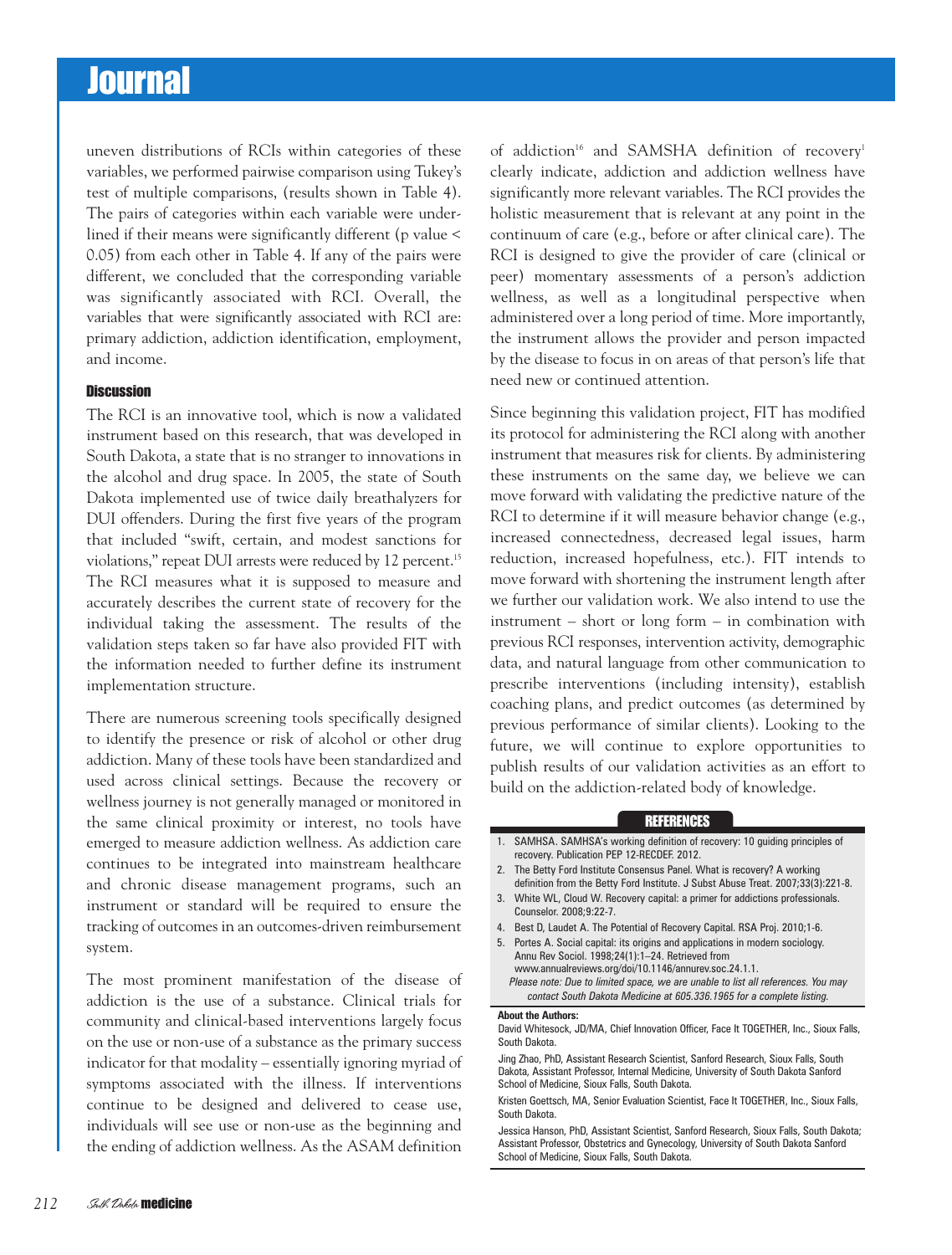uneven distributions of RCIs within categories of these variables, we performed pairwise comparison using Tukey's test of multiple comparisons, (results shown in Table 4). The pairs of categories within each variable were underlined if their means were significantly different (p value < 0.05) from each other in Table 4. If any of the pairs were different, we concluded that the corresponding variable was significantly associated with RCI. Overall, the variables that were significantly associated with RCI are: primary addiction, addiction identification, employment, and income.

### Discussion

The RCI is an innovative tool, which is now a validated instrument based on this research, that was developed in South Dakota, a state that is no stranger to innovations in the alcohol and drug space. In 2005, the state of South Dakota implemented use of twice daily breathalyzers for DUI offenders. During the first five years of the program that included "swift, certain, and modest sanctions for violations," repeat DUI arrests were reduced by 12 percent.[15] The RCI measures what it is supposed to measure and accurately describes the current state of recovery for the individual taking the assessment. The results of the validation steps taken so far have also provided FIT with the information needed to further define its instrument implementation structure.

There are numerous screening tools specifically designed to identify the presence or risk of alcohol or other drug addiction. Many of these tools have been standardized and used across clinical settings. Because the recovery or wellness journey is not generally managed or monitored in the same clinical proximity or interest, no tools have emerged to measure addiction wellness. As addiction care continues to be integrated into mainstream healthcare and chronic disease management programs, such an instrument or standard will be required to ensure the tracking of outcomes in an outcomes-driven reimbursement system.

The most prominent manifestation of the disease of addiction is the use of a substance. Clinical trials for community and clinical-based interventions largely focus on the use or non-use of a substance as the primary success indicator for that modality – essentially ignoring myriad of symptoms associated with the illness. If interventions continue to be designed and delivered to cease use, individuals will see use or non-use as the beginning and the ending of addiction wellness. As the ASAM definition of addiction[16] and SAMSHA definition of recovery[1] clearly indicate, addiction and addiction wellness have significantly more relevant variables. The RCI provides the holistic measurement that is relevant at any point in the continuum of care (e.g., before or after clinical care). The RCI is designed to give the provider of care (clinical or peer) momentary assessments of a person's addiction wellness, as well as a longitudinal perspective when administered over a long period of time. More importantly, the instrument allows the provider and person impacted by the disease to focus in on areas of that person's life that need new or continued attention.

Since beginning this validation project, FIT has modified its protocol for administering the RCI along with another instrument that measures risk for clients. By administering these instruments on the same day, we believe we can move forward with validating the predictive nature of the RCI to determine if it will measure behavior change (e.g., increased connectedness, decreased legal issues, harm reduction, increased hopefulness, etc.). FIT intends to move forward with shortening the instrument length after we further our validation work. We also intend to use the instrument – short or long form – in combination with previous RCI responses, intervention activity, demographic data, and natural language from other communication to prescribe interventions (including intensity), establish coaching plans, and predict outcomes (as determined by previous performance of similar clients). Looking to the future, we will continue to explore opportunities to publish results of our validation activities as an effort to build on the addiction-related body of knowledge.

### REFERENCES

1. SAMHSA. SAMHSA's working definition of recovery: 10 guiding principles of recovery. Publication PEP 12-RECDEF. 2012.
2. The Betty Ford Institute Consensus Panel. What is recovery? A working definition from the Betty Ford Institute. J Subst Abuse Treat. 2007;33(3):221-8.
3. White WL, Cloud W. Recovery capital: a primer for addictions professionals. Counselor. 2008;9:22-7.
4. Best D, Laudet A. The Potential of Recovery Capital. RSA Proj. 2010;1-6.
5. Portes A. Social capital: its origins and applications in modern sociology. Annu Rev Sociol. 1998;24(1):1–24. Retrieved from www.annualreviews.org/doi/10.1146/annurev.soc.24.1.1.

*Please note: Due to limited space, we are unable to list all references. You may contact South Dakota Medicine at 605.336.1965 for a complete listing.*

**About the Authors:**

David Whitesock, JD/MA, Chief Innovation Officer, Face It TOGETHER, Inc., Sioux Falls, South Dakota.

Jing Zhao, PhD, Assistant Research Scientist, Sanford Research, Sioux Falls, South Dakota, Assistant Professor, Internal Medicine, University of South Dakota Sanford School of Medicine, Sioux Falls, South Dakota.

Kristen Goettsch, MA, Senior Evaluation Scientist, Face It TOGETHER, Inc., Sioux Falls, South Dakota.

Jessica Hanson, PhD, Assistant Scientist, Sanford Research, Sioux Falls, South Dakota; Assistant Professor, Obstetrics and Gynecology, University of South Dakota Sanford School of Medicine, Sioux Falls, South Dakota.